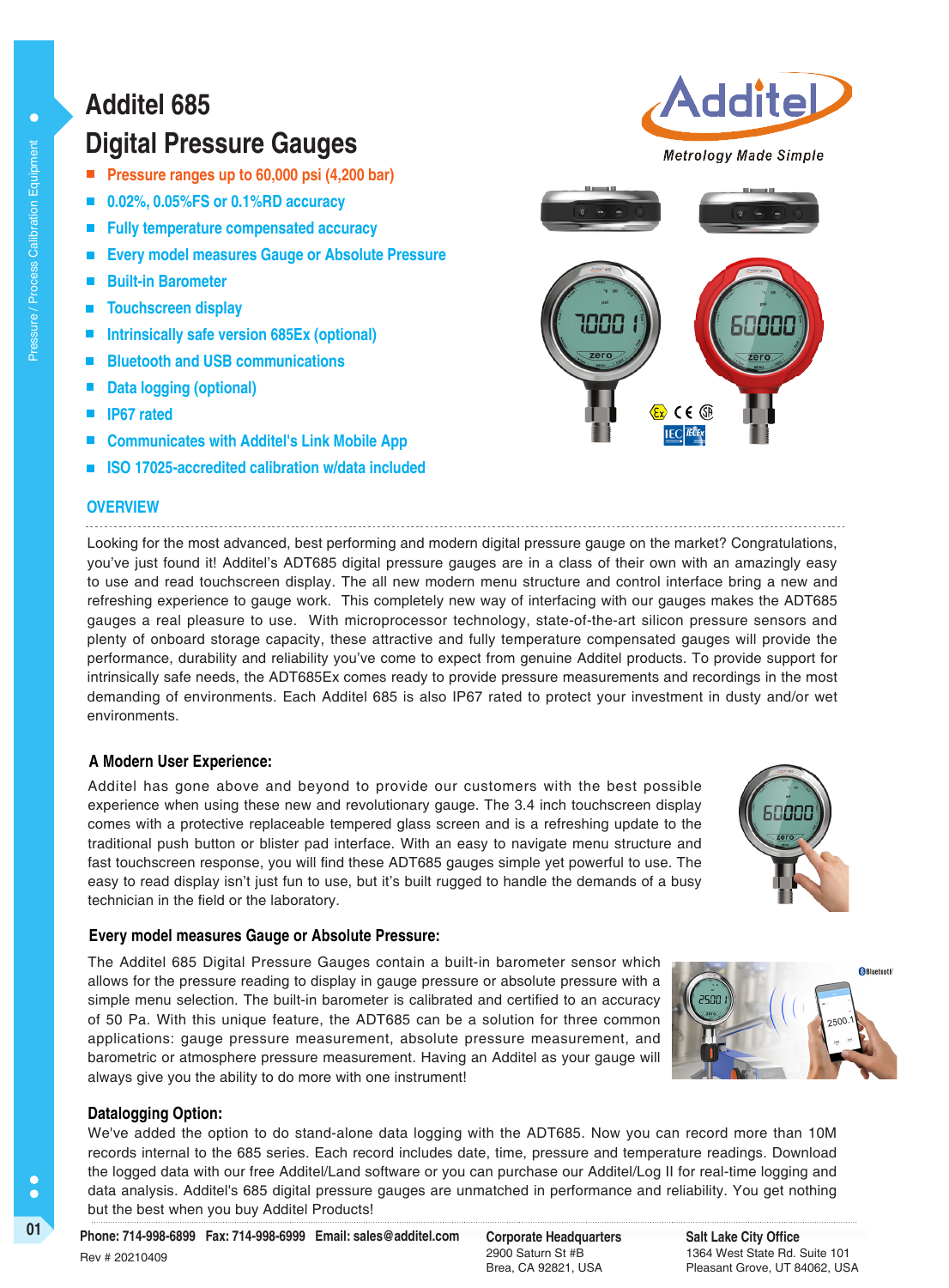# Additel 685 Digital Pressure Gauges

- Pressure ranges up to 60,000 psi (4,200 bar)
- 0.02%, 0.05%FS or 0.1%RD accuracy
- Fully temperature compensated accuracy
- Every model measures Gauge or Absolute Pressure
- Built-in Barometer
- Touchscreen display
- Intrinsically safe version 685Ex (optional)
- Bluetooth and USB communications
- Data logging (optional)
- IP67 rated
- Communicates with Additel's Link Mobile App
- ISO 17025-accredited calibration w/data included

## OVERVIEW

Looking for the most advanced, best performing and modern digital pressure gauge on the market? Congratulations, you've just found it! Additel's ADT685 digital pressure gauges are in a class of their own with an amazingly easy to use and read touchscreen display. The all new modern menu structure and control interface bring a new and refreshing experience to gauge work. This completely new way of interfacing with our gauges makes the ADT685 gauges a real pleasure to use. With microprocessor technology, state-of-the-art silicon pressure sensors and plenty of onboard storage capacity, these attractive and fully temperature compensated gauges will provide the performance, durability and reliability you've come to expect from genuine Additel products. To provide support for intrinsically safe needs, the ADT685Ex comes ready to provide pressure measurements and recordings in the most demanding of environments. Each Additel 685 is also IP67 rated to protect your investment in dusty and/or wet environments.

### A Modern User Experience:

Additel has gone above and beyond to provide our customers with the best possible experience when using these new and revolutionary gauge. The 3.4 inch touchscreen display comes with a protective replaceable tempered glass screen and is a refreshing update to the traditional push button or blister pad interface. With an easy to navigate menu structure and fast touchscreen response, you will find these ADT685 gauges simple yet powerful to use. The easy to read display isn't just fun to use, but it's built rugged to handle the demands of a busy technician in the field or the laboratory.

### Every model measures Gauge or Absolute Pressure:

The Additel 685 Digital Pressure Gauges contain a built-in barometer sensor which allows for the pressure reading to display in gauge pressure or absolute pressure with a simple menu selection. The built-in barometer is calibrated and certified to an accuracy of 50 Pa. With this unique feature, the ADT685 can be a solution for three common applications: gauge pressure measurement, absolute pressure measurement, and barometric or atmosphere pressure measurement. Having an Additel as your gauge will always give you the ability to do more with one instrument!

### Datalogging Option:

We've added the option to do stand-alone data logging with the ADT685. Now you can record more than 10M records internal to the 685 series. Each record includes date, time, pressure and temperature readings. Download the logged data with our free Additel/Land software or you can purchase our Additel/Log II for real-time logging and data analysis. Additel's 685 digital pressure gauges are unmatched in performance and reliability. You get nothing but the best when you buy Additel Products!

Phone: 714-998-6899 Fax: 714-998-6999 Email: sales@additel.com

Rev # 20210409

**Corporate Headquarters**
2900 Saturn St #B
Brea, CA 92821, USA

**Salt Lake City Office**
1364 West State Rd. Suite 101
Pleasant Grove, UT 84062, USA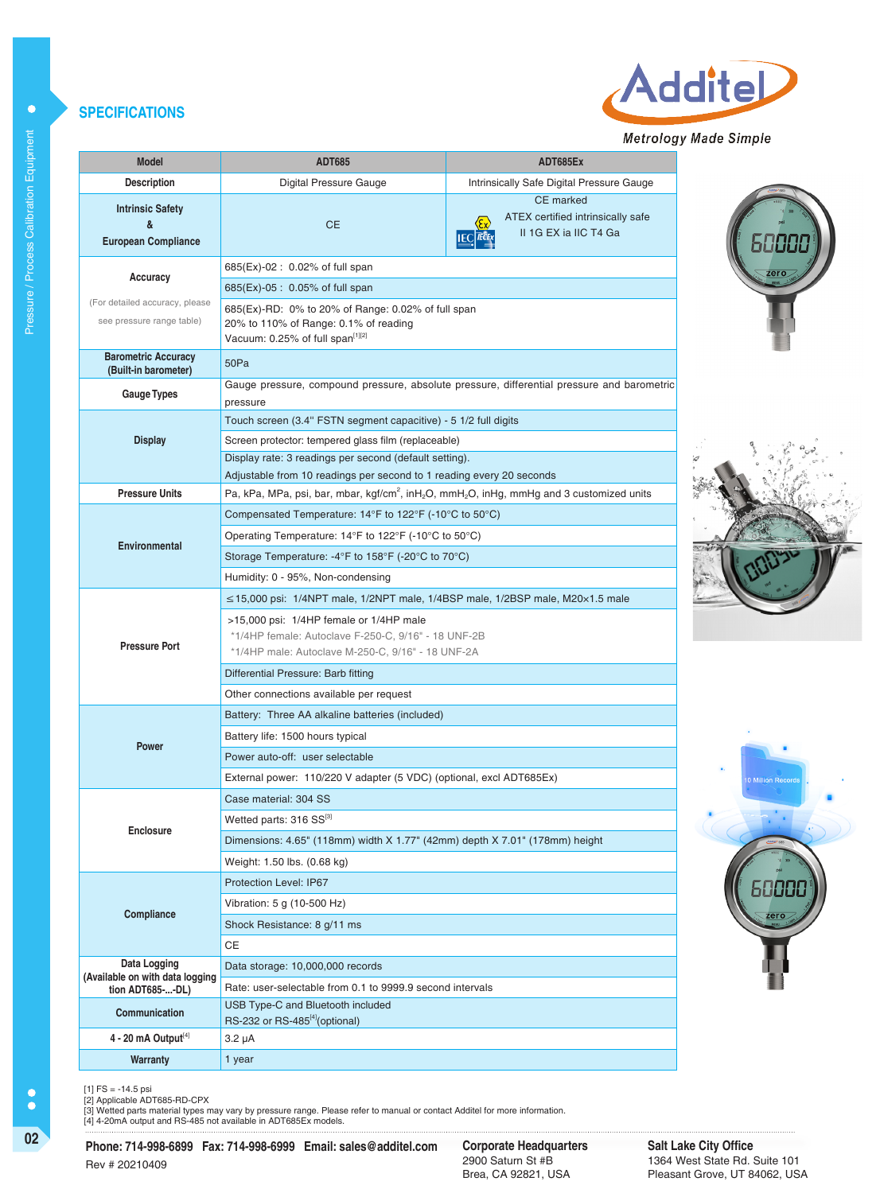## SPECIFICATIONS

| Model | ADT685 | ADT685Ex |
|---|---|---|
| Description | Digital Pressure Gauge | Intrinsically Safe Digital Pressure Gauge |
| Intrinsic Safety & European Compliance | CE | CE marked<br>ATEX certified intrinsically safe<br>II 1G EX ia IIC T4 Ga |
| Accuracy<br>(For detailed accuracy, please see pressure range table) | 685(Ex)-02 : 0.02% of full span | |
| | 685(Ex)-05 : 0.05% of full span | |
| | 685(Ex)-RD: 0% to 20% of Range: 0.02% of full span<br>20% to 110% of Range: 0.1% of reading<br>Vacuum: 0.25% of full span[1][2] | |
| Barometric Accuracy (Built-in barometer) | 50Pa | |
| Gauge Types | Gauge pressure, compound pressure, absolute pressure, differential pressure and barometric pressure | |
| Display | Touch screen (3.4" FSTN segment capacitive) - 5 1/2 full digits | |
| | Screen protector: tempered glass film (replaceable) | |
| | Display rate: 3 readings per second (default setting).<br>Adjustable from 10 readings per second to 1 reading every 20 seconds | |
| Pressure Units | Pa, kPa, MPa, psi, bar, mbar, kgf/cm$^2$, inH$_2$O, mmH$_2$O, inHg, mmHg and 3 customized units | |
| Environmental | Compensated Temperature: 14°F to 122°F (-10°C to 50°C) | |
| | Operating Temperature: 14°F to 122°F (-10°C to 50°C) | |
| | Storage Temperature: -4°F to 158°F (-20°C to 70°C) | |
| | Humidity: 0 - 95%, Non-condensing | |
| Pressure Port | ≤15,000 psi: 1/4NPT male, 1/2NPT male, 1/4BSP male, 1/2BSP male, M20×1.5 male | |
| | >15,000 psi: 1/4HP female or 1/4HP male<br>*1/4HP female: Autoclave F-250-C, 9/16" - 18 UNF-2B<br>*1/4HP male: Autoclave M-250-C, 9/16" - 18 UNF-2A | |
| | Differential Pressure: Barb fitting | |
| | Other connections available per request | |
| Power | Battery: Three AA alkaline batteries (included) | |
| | Battery life: 1500 hours typical | |
| | Power auto-off: user selectable | |
| | External power: 110/220 V adapter (5 VDC) (optional, excl ADT685Ex) | |
| Enclosure | Case material: 304 SS | |
| | Wetted parts: 316 SS[3] | |
| | Dimensions: 4.65" (118mm) width X 1.77" (42mm) depth X 7.01" (178mm) height | |
| | Weight: 1.50 lbs. (0.68 kg) | |
| Compliance | Protection Level: IP67 | |
| | Vibration: 5 g (10-500 Hz) | |
| | Shock Resistance: 8 g/11 ms | |
| | CE | |
| Data Logging (Available on with data logging tion ADT685-...-DL) | Data storage: 10,000,000 records | |
| | Rate: user-selectable from 0.1 to 9999.9 second intervals | |
| Communication | USB Type-C and Bluetooth included<br>RS-232 or RS-485[4](optional) | |
| 4 - 20 mA Output[4] | 3.2 μA | |
| Warranty | 1 year | |

[1] FS = -14.5 psi
[2] Applicable ADT685-RD-CPX
[3] Wetted parts material types may vary by pressure range. Please refer to manual or contact Additel for more information.
[4] 4-20mA output and RS-485 not available in ADT685Ex models.

**Phone: 714-998-6899 Fax: 714-998-6999 Email: sales@additel.com**
Rev # 20210409

**Corporate Headquarters**
2900 Saturn St #B
Brea, CA 92821, USA

**Salt Lake City Office**
1364 West State Rd. Suite 101
Pleasant Grove, UT 84062, USA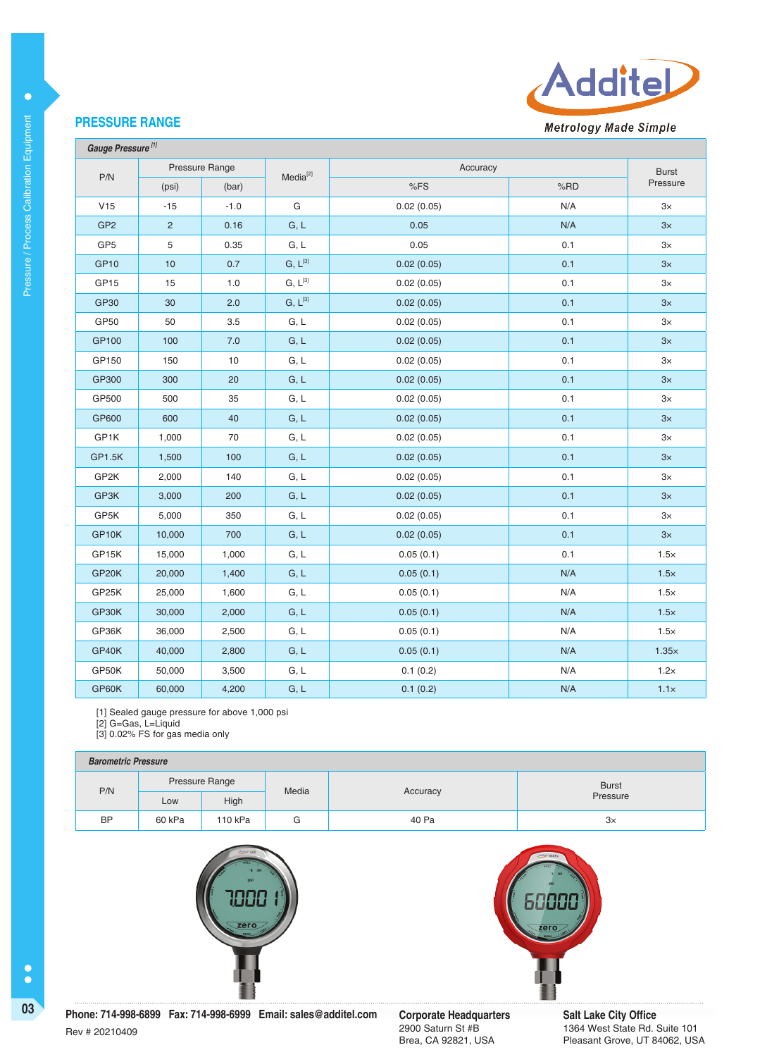## PRESSURE RANGE

| *Gauge Pressure* [1] | | | | | | |
|---|---|---|---|---|---|---|
| P/N | Pressure Range | | Media[2] | Accuracy | | Burst Pressure |
| | (psi) | (bar) | | %FS | %RD | |
| V15 | -15 | -1.0 | G | 0.02 (0.05) | N/A | 3× |
| GP2 | 2 | 0.16 | G, L | 0.05 | N/A | 3× |
| GP5 | 5 | 0.35 | G, L | 0.05 | 0.1 | 3× |
| GP10 | 10 | 0.7 | G, L[3] | 0.02 (0.05) | 0.1 | 3× |
| GP15 | 15 | 1.0 | G, L[3] | 0.02 (0.05) | 0.1 | 3× |
| GP30 | 30 | 2.0 | G, L[3] | 0.02 (0.05) | 0.1 | 3× |
| GP50 | 50 | 3.5 | G, L | 0.02 (0.05) | 0.1 | 3× |
| GP100 | 100 | 7.0 | G, L | 0.02 (0.05) | 0.1 | 3× |
| GP150 | 150 | 10 | G, L | 0.02 (0.05) | 0.1 | 3× |
| GP300 | 300 | 20 | G, L | 0.02 (0.05) | 0.1 | 3× |
| GP500 | 500 | 35 | G, L | 0.02 (0.05) | 0.1 | 3× |
| GP600 | 600 | 40 | G, L | 0.02 (0.05) | 0.1 | 3× |
| GP1K | 1,000 | 70 | G, L | 0.02 (0.05) | 0.1 | 3× |
| GP1.5K | 1,500 | 100 | G, L | 0.02 (0.05) | 0.1 | 3× |
| GP2K | 2,000 | 140 | G, L | 0.02 (0.05) | 0.1 | 3× |
| GP3K | 3,000 | 200 | G, L | 0.02 (0.05) | 0.1 | 3× |
| GP5K | 5,000 | 350 | G, L | 0.02 (0.05) | 0.1 | 3× |
| GP10K | 10,000 | 700 | G, L | 0.02 (0.05) | 0.1 | 3× |
| GP15K | 15,000 | 1,000 | G, L | 0.05 (0.1) | 0.1 | 1.5× |
| GP20K | 20,000 | 1,400 | G, L | 0.05 (0.1) | N/A | 1.5× |
| GP25K | 25,000 | 1,600 | G, L | 0.05 (0.1) | N/A | 1.5× |
| GP30K | 30,000 | 2,000 | G, L | 0.05 (0.1) | N/A | 1.5× |
| GP36K | 36,000 | 2,500 | G, L | 0.05 (0.1) | N/A | 1.5× |
| GP40K | 40,000 | 2,800 | G, L | 0.05 (0.1) | N/A | 1.35× |
| GP50K | 50,000 | 3,500 | G, L | 0.1 (0.2) | N/A | 1.2× |
| GP60K | 60,000 | 4,200 | G, L | 0.1 (0.2) | N/A | 1.1× |

[1] Sealed gauge pressure for above 1,000 psi
[2] G=Gas, L=Liquid
[3] 0.02% FS for gas media only

| *Barometric Pressure* | | | | | |
|---|---|---|---|---|---|
| P/N | Pressure Range | | Media | Accuracy | Burst Pressure |
| | Low | High | | | |
| BP | 60 kPa | 110 kPa | G | 40 Pa | 3× |

**Phone: 714-998-6899 Fax: 714-998-6999 Email: sales@additel.com**

Rev # 20210409

**Corporate Headquarters**
2900 Saturn St #B
Brea, CA 92821, USA

**Salt Lake City Office**
1364 West State Rd. Suite 101
Pleasant Grove, UT 84062, USA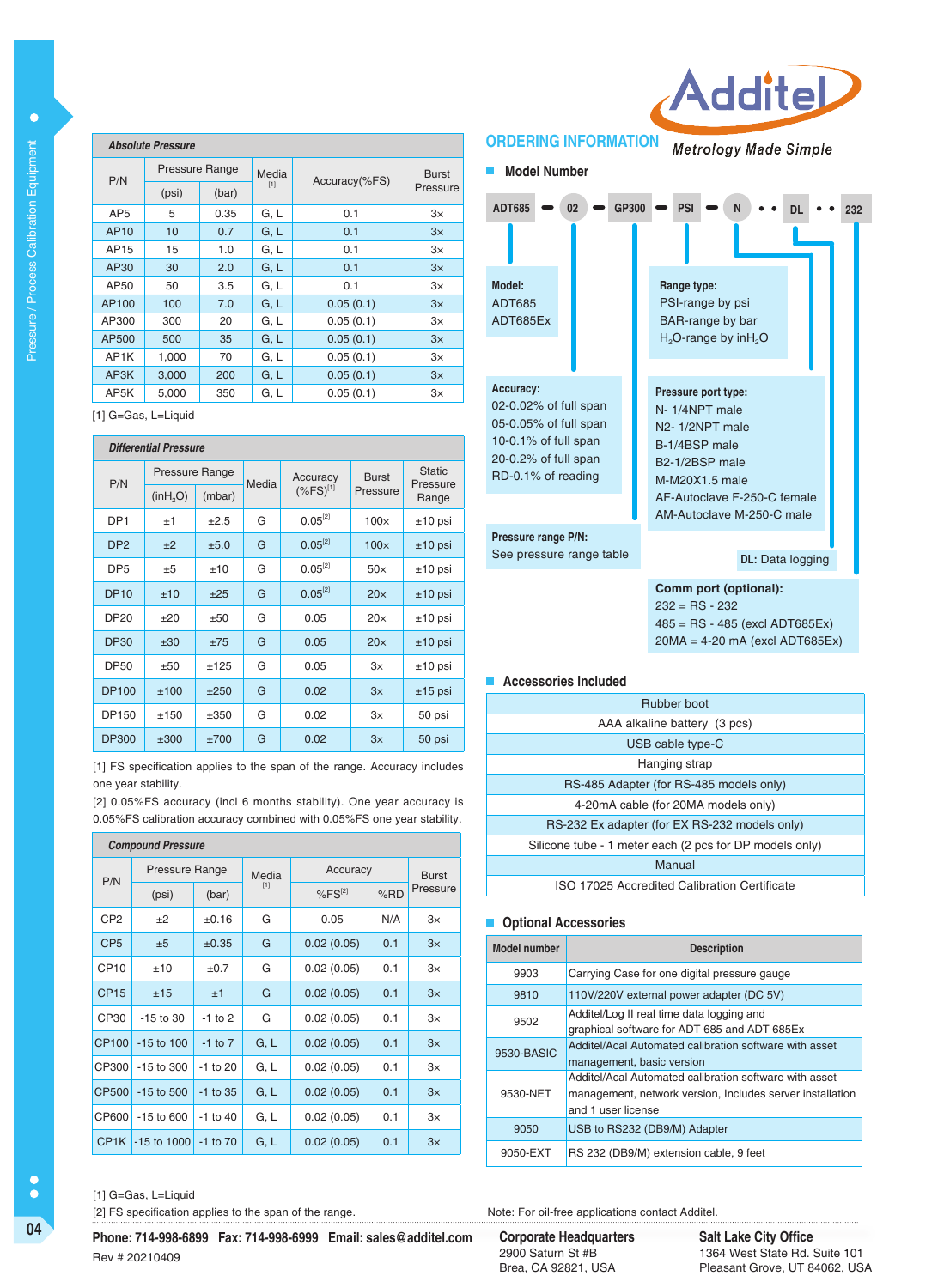### Absolute Pressure

| P/N | Pressure Range | | Media [1] | Accuracy(%FS) | Burst Pressure |
|---|---|---|---|---|---|
| | (psi) | (bar) | | | |
| AP5 | 5 | 0.35 | G, L | 0.1 | 3× |
| AP10 | 10 | 0.7 | G, L | 0.1 | 3× |
| AP15 | 15 | 1.0 | G, L | 0.1 | 3× |
| AP30 | 30 | 2.0 | G, L | 0.1 | 3× |
| AP50 | 50 | 3.5 | G, L | 0.1 | 3× |
| AP100 | 100 | 7.0 | G, L | 0.05 (0.1) | 3× |
| AP300 | 300 | 20 | G, L | 0.05 (0.1) | 3× |
| AP500 | 500 | 35 | G, L | 0.05 (0.1) | 3× |
| AP1K | 1,000 | 70 | G, L | 0.05 (0.1) | 3× |
| AP3K | 3,000 | 200 | G, L | 0.05 (0.1) | 3× |
| AP5K | 5,000 | 350 | G, L | 0.05 (0.1) | 3× |

[1] G=Gas, L=Liquid

### Differential Pressure

| P/N | Pressure Range | | Media | Accuracy (%FS)[1] | Burst Pressure | Static Pressure Range |
|---|---|---|---|---|---|---|
| | ($inH_2O$) | (mbar) | | | | |
| DP1 | ±1 | ±2.5 | G | 0.05[2] | 100× | ±10 psi |
| DP2 | ±2 | ±5.0 | G | 0.05[2] | 100× | ±10 psi |
| DP5 | ±5 | ±10 | G | 0.05[2] | 50× | ±10 psi |
| DP10 | ±10 | ±25 | G | 0.05[2] | 20× | ±10 psi |
| DP20 | ±20 | ±50 | G | 0.05 | 20× | ±10 psi |
| DP30 | ±30 | ±75 | G | 0.05 | 20× | ±10 psi |
| DP50 | ±50 | ±125 | G | 0.05 | 3× | ±10 psi |
| DP100 | ±100 | ±250 | G | 0.02 | 3× | ±15 psi |
| DP150 | ±150 | ±350 | G | 0.02 | 3× | 50 psi |
| DP300 | ±300 | ±700 | G | 0.02 | 3× | 50 psi |

[1] FS specification applies to the span of the range. Accuracy includes one year stability.

[2] 0.05%FS accuracy (incl 6 months stability). One year accuracy is 0.05%FS calibration accuracy combined with 0.05%FS one year stability.

### Compound Pressure

| P/N | Pressure Range | | Media [1] | Accuracy | | Burst Pressure |
|---|---|---|---|---|---|---|
| | (psi) | (bar) | | %FS[2] | %RD | |
| CP2 | ±2 | ±0.16 | G | 0.05 | N/A | 3× |
| CP5 | ±5 | ±0.35 | G | 0.02 (0.05) | 0.1 | 3× |
| CP10 | ±10 | ±0.7 | G | 0.02 (0.05) | 0.1 | 3× |
| CP15 | ±15 | ±1 | G | 0.02 (0.05) | 0.1 | 3× |
| CP30 | -15 to 30 | -1 to 2 | G | 0.02 (0.05) | 0.1 | 3× |
| CP100 | -15 to 100 | -1 to 7 | G, L | 0.02 (0.05) | 0.1 | 3× |
| CP300 | -15 to 300 | -1 to 20 | G, L | 0.02 (0.05) | 0.1 | 3× |
| CP500 | -15 to 500 | -1 to 35 | G, L | 0.02 (0.05) | 0.1 | 3× |
| CP600 | -15 to 600 | -1 to 40 | G, L | 0.02 (0.05) | 0.1 | 3× |
| CP1K | -15 to 1000 | -1 to 70 | G, L | 0.02 (0.05) | 0.1 | 3× |

[1] G=Gas, L=Liquid

[2] FS specification applies to the span of the range.

Additel — Metrology Made Simple

## ORDERING INFORMATION

### Model Number

ADT685 – 02 – GP300 – PSI – N • • DL • • 232

**Model:**
ADT685
ADT685Ex

**Accuracy:**
02-0.02% of full span
05-0.05% of full span
10-0.1% of full span
20-0.2% of full span
RD-0.1% of reading

**Pressure range P/N:**
See pressure range table

**Range type:**
PSI-range by psi
BAR-range by bar
$H_2O$-range by $inH_2O$

**Pressure port type:**
N- 1/4NPT male
N2- 1/2NPT male
B-1/4BSP male
B2-1/2BSP male
M-M20X1.5 male
AF-Autoclave F-250-C female
AM-Autoclave M-250-C male

**DL:** Data logging

**Comm port (optional):**
232 = RS - 232
485 = RS - 485 (excl ADT685Ex)
20MA = 4-20 mA (excl ADT685Ex)

### Accessories Included

| |
|---|
| Rubber boot |
| AAA alkaline battery (3 pcs) |
| USB cable type-C |
| Hanging strap |
| RS-485 Adapter (for RS-485 models only) |
| 4-20mA cable (for 20MA models only) |
| RS-232 Ex adapter (for EX RS-232 models only) |
| Silicone tube - 1 meter each (2 pcs for DP models only) |
| Manual |
| ISO 17025 Accredited Calibration Certificate |

### Optional Accessories

| Model number | Description |
|---|---|
| 9903 | Carrying Case for one digital pressure gauge |
| 9810 | 110V/220V external power adapter (DC 5V) |
| 9502 | Additel/Log II real time data logging and graphical software for ADT 685 and ADT 685Ex |
| 9530-BASIC | Additel/Acal Automated calibration software with asset management, basic version |
| 9530-NET | Additel/Acal Automated calibration software with asset management, network version, Includes server installation and 1 user license |
| 9050 | USB to RS232 (DB9/M) Adapter |
| 9050-EXT | RS 232 (DB9/M) extension cable, 9 feet |

Note: For oil-free applications contact Additel.

**Phone: 714-998-6899 Fax: 714-998-6999 Email: sales@additel.com**
Rev # 20210409

**Corporate Headquarters**
2900 Saturn St #B
Brea, CA 92821, USA

**Salt Lake City Office**
1364 West State Rd. Suite 101
Pleasant Grove, UT 84062, USA